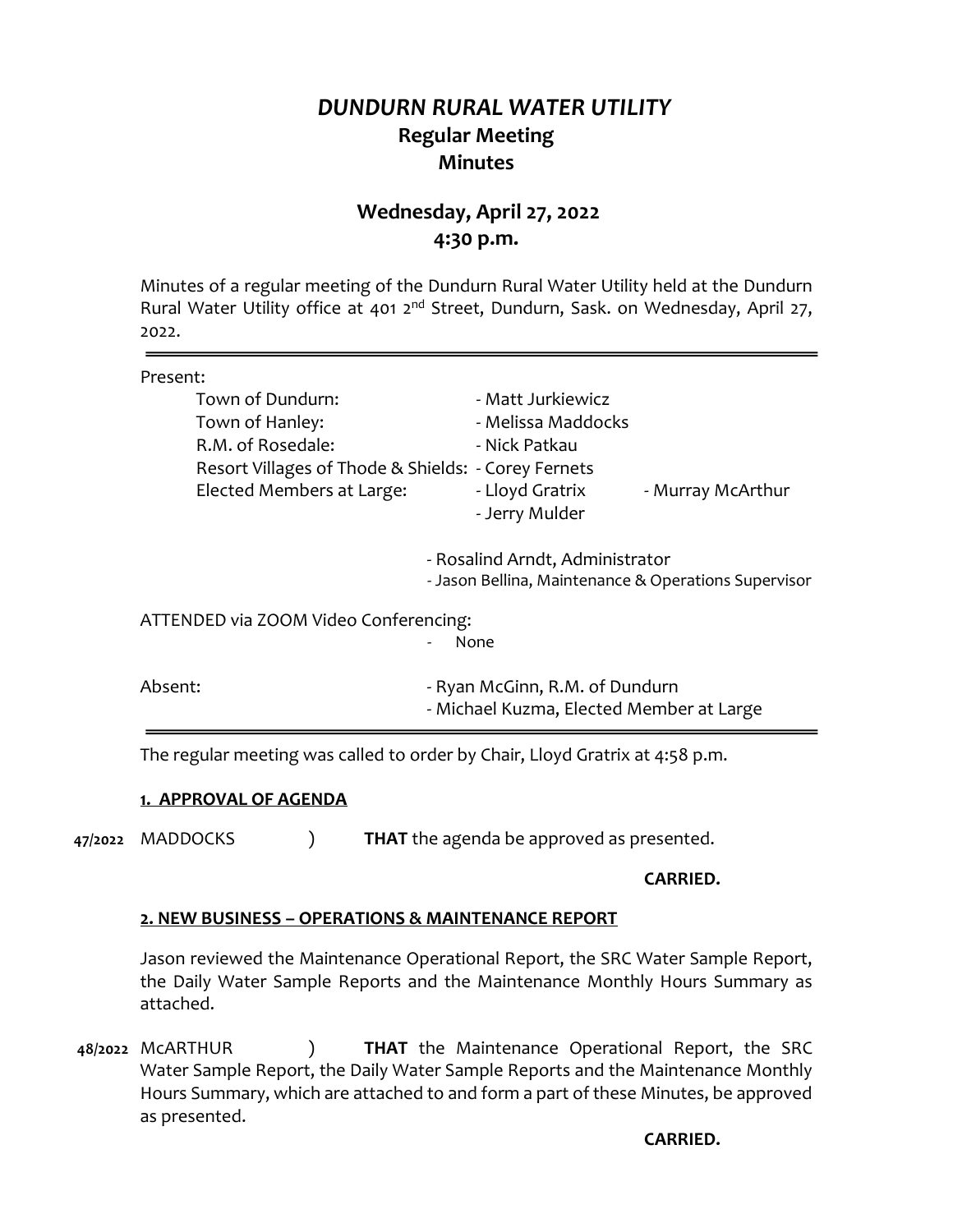# *DUNDURN RURAL WATER UTILITY*

## Regular Meeting
## Minutes

## Wednesday, April 27, 2022
## 4:30 p.m.

Minutes of a regular meeting of the Dundurn Rural Water Utility held at the Dundurn Rural Water Utility office at 401 2nd Street, Dundurn, Sask. on Wednesday, April 27, 2022.

---

Present:

| | | |
|---|---|---|
| Town of Dundurn: | - Matt Jurkiewicz | |
| Town of Hanley: | - Melissa Maddocks | |
| R.M. of Rosedale: | - Nick Patkau | |
| Resort Villages of Thode & Shields: | - Corey Fernets | |
| Elected Members at Large: | - Lloyd Gratrix | - Murray McArthur |
| | - Jerry Mulder | |

- Rosalind Arndt, Administrator
- Jason Bellina, Maintenance & Operations Supervisor

ATTENDED via ZOOM Video Conferencing:

- None

Absent:

- Ryan McGinn, R.M. of Dundurn
- Michael Kuzma, Elected Member at Large

---

The regular meeting was called to order by Chair, Lloyd Gratrix at 4:58 p.m.

**1. APPROVAL OF AGENDA**

**47/2022** MADDOCKS ) **THAT** the agenda be approved as presented.

**CARRIED.**

**2. NEW BUSINESS – OPERATIONS & MAINTENANCE REPORT**

Jason reviewed the Maintenance Operational Report, the SRC Water Sample Report, the Daily Water Sample Reports and the Maintenance Monthly Hours Summary as attached.

**48/2022** McARTHUR ) **THAT** the Maintenance Operational Report, the SRC Water Sample Report, the Daily Water Sample Reports and the Maintenance Monthly Hours Summary, which are attached to and form a part of these Minutes, be approved as presented.

**CARRIED.**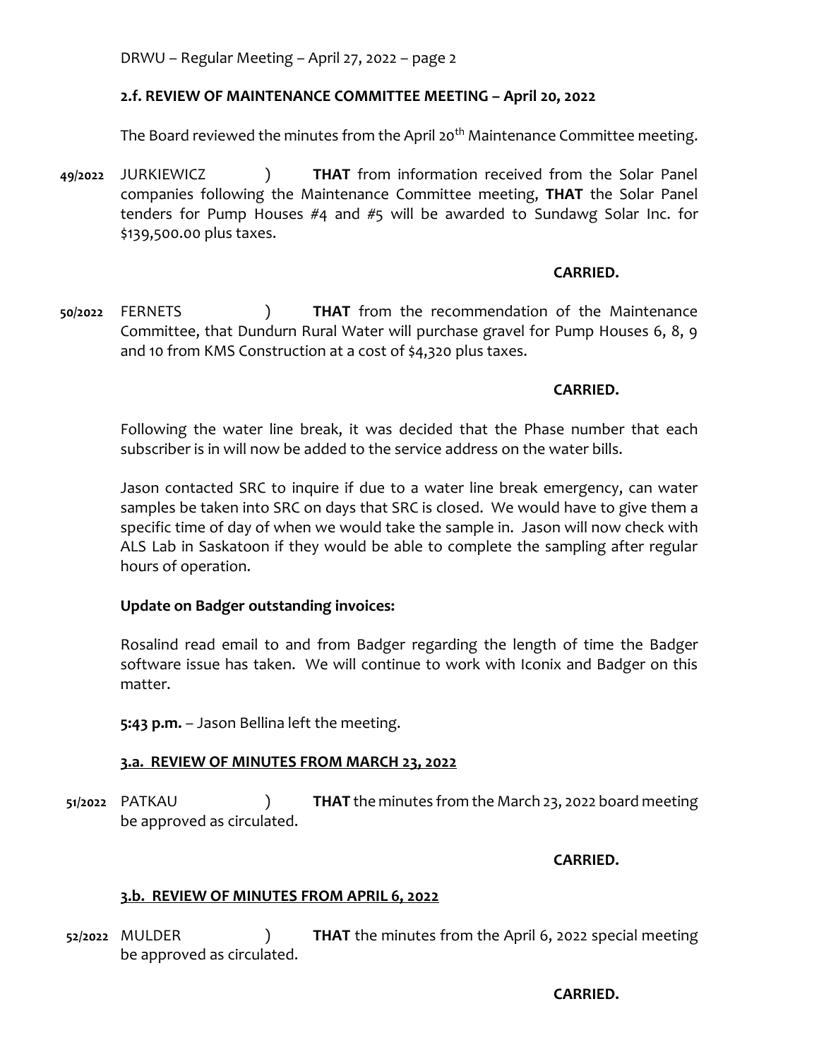### 2.f. REVIEW OF MAINTENANCE COMMITTEE MEETING – April 20, 2022

The Board reviewed the minutes from the April 20th Maintenance Committee meeting.

**49/2022** JURKIEWICZ ) **THAT** from information received from the Solar Panel companies following the Maintenance Committee meeting, **THAT** the Solar Panel tenders for Pump Houses #4 and #5 will be awarded to Sundawg Solar Inc. for $139,500.00 plus taxes.

**CARRIED.**

**50/2022** FERNETS ) **THAT** from the recommendation of the Maintenance Committee, that Dundurn Rural Water will purchase gravel for Pump Houses 6, 8, 9 and 10 from KMS Construction at a cost of $4,320 plus taxes.

**CARRIED.**

Following the water line break, it was decided that the Phase number that each subscriber is in will now be added to the service address on the water bills.

Jason contacted SRC to inquire if due to a water line break emergency, can water samples be taken into SRC on days that SRC is closed. We would have to give them a specific time of day of when we would take the sample in. Jason will now check with ALS Lab in Saskatoon if they would be able to complete the sampling after regular hours of operation.

**Update on Badger outstanding invoices:**

Rosalind read email to and from Badger regarding the length of time the Badger software issue has taken. We will continue to work with Iconix and Badger on this matter.

**5:43 p.m.** – Jason Bellina left the meeting.

### 3.a. REVIEW OF MINUTES FROM MARCH 23, 2022

**51/2022** PATKAU ) **THAT** the minutes from the March 23, 2022 board meeting be approved as circulated.

**CARRIED.**

### 3.b. REVIEW OF MINUTES FROM APRIL 6, 2022

**52/2022** MULDER ) **THAT** the minutes from the April 6, 2022 special meeting be approved as circulated.

**CARRIED.**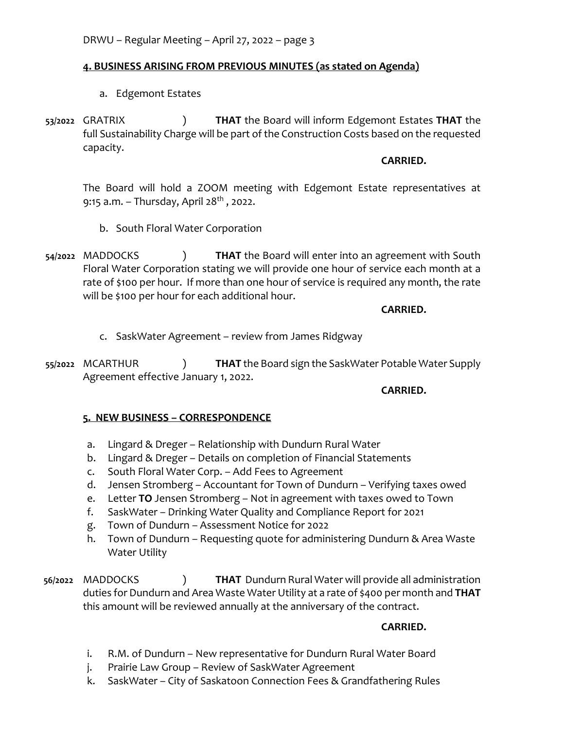## **4. BUSINESS ARISING FROM PREVIOUS MINUTES (as stated on Agenda)**

a. Edgemont Estates

**53/2022** GRATRIX ) **THAT** the Board will inform Edgemont Estates **THAT** the full Sustainability Charge will be part of the Construction Costs based on the requested capacity.

**CARRIED.**

The Board will hold a ZOOM meeting with Edgemont Estate representatives at 9:15 a.m. – Thursday, April 28th, 2022.

b. South Floral Water Corporation

**54/2022** MADDOCKS ) **THAT** the Board will enter into an agreement with South Floral Water Corporation stating we will provide one hour of service each month at a rate of $100 per hour. If more than one hour of service is required any month, the rate will be $100 per hour for each additional hour.

**CARRIED.**

c. SaskWater Agreement – review from James Ridgway

**55/2022** MCARTHUR ) **THAT** the Board sign the SaskWater Potable Water Supply Agreement effective January 1, 2022.

**CARRIED.**

## **5. NEW BUSINESS – CORRESPONDENCE**

a. Lingard & Dreger – Relationship with Dundurn Rural Water
b. Lingard & Dreger – Details on completion of Financial Statements
c. South Floral Water Corp. – Add Fees to Agreement
d. Jensen Stromberg – Accountant for Town of Dundurn – Verifying taxes owed
e. Letter **TO** Jensen Stromberg – Not in agreement with taxes owed to Town
f. SaskWater – Drinking Water Quality and Compliance Report for 2021
g. Town of Dundurn – Assessment Notice for 2022
h. Town of Dundurn – Requesting quote for administering Dundurn & Area Waste Water Utility

**56/2022** MADDOCKS ) **THAT** Dundurn Rural Water will provide all administration duties for Dundurn and Area Waste Water Utility at a rate of $400 per month and **THAT** this amount will be reviewed annually at the anniversary of the contract.

**CARRIED.**

i. R.M. of Dundurn – New representative for Dundurn Rural Water Board
j. Prairie Law Group – Review of SaskWater Agreement
k. SaskWater – City of Saskatoon Connection Fees & Grandfathering Rules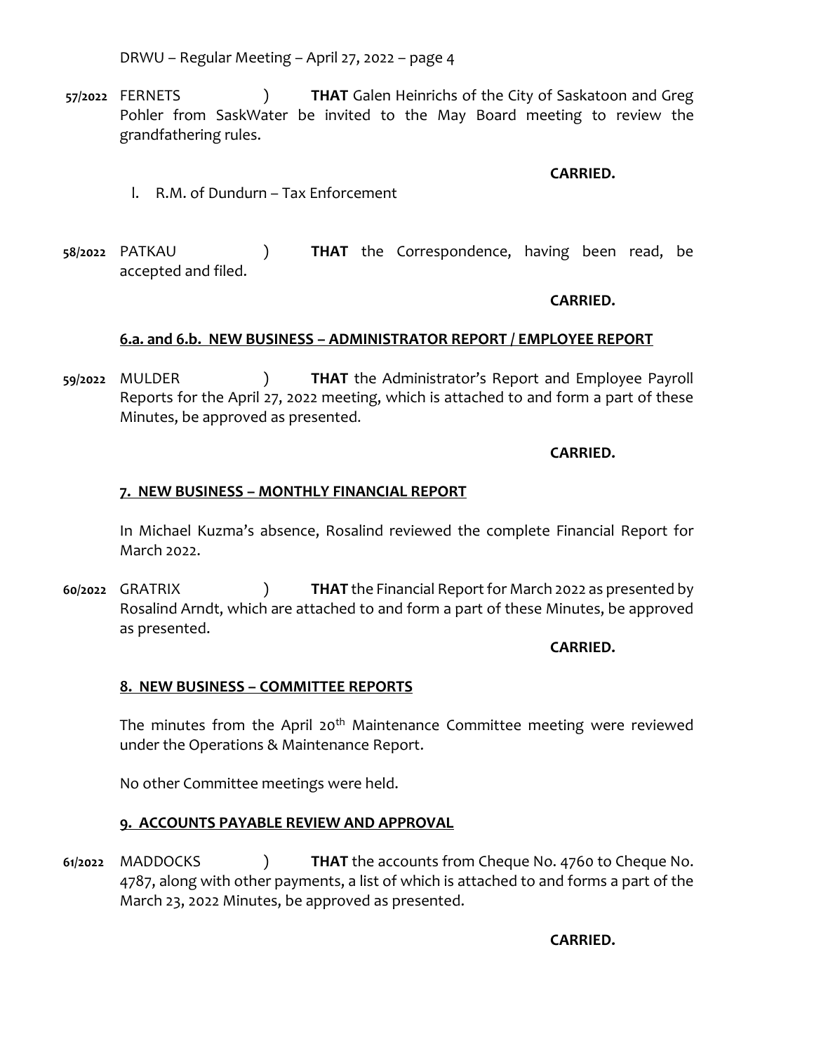57/2022 FERNETS ) **THAT** Galen Heinrichs of the City of Saskatoon and Greg Pohler from SaskWater be invited to the May Board meeting to review the grandfathering rules.

**CARRIED.**

l. R.M. of Dundurn – Tax Enforcement

58/2022 PATKAU ) **THAT** the Correspondence, having been read, be accepted and filed.

**CARRIED.**

## 6.a. and 6.b. NEW BUSINESS – ADMINISTRATOR REPORT / EMPLOYEE REPORT

59/2022 MULDER ) **THAT** the Administrator's Report and Employee Payroll Reports for the April 27, 2022 meeting, which is attached to and form a part of these Minutes, be approved as presented.

**CARRIED.**

## 7. NEW BUSINESS – MONTHLY FINANCIAL REPORT

In Michael Kuzma's absence, Rosalind reviewed the complete Financial Report for March 2022.

60/2022 GRATRIX ) **THAT** the Financial Report for March 2022 as presented by Rosalind Arndt, which are attached to and form a part of these Minutes, be approved as presented.

**CARRIED.**

## 8. NEW BUSINESS – COMMITTEE REPORTS

The minutes from the April 20th Maintenance Committee meeting were reviewed under the Operations & Maintenance Report.

No other Committee meetings were held.

## 9. ACCOUNTS PAYABLE REVIEW AND APPROVAL

61/2022 MADDOCKS ) **THAT** the accounts from Cheque No. 4760 to Cheque No. 4787, along with other payments, a list of which is attached to and forms a part of the March 23, 2022 Minutes, be approved as presented.

**CARRIED.**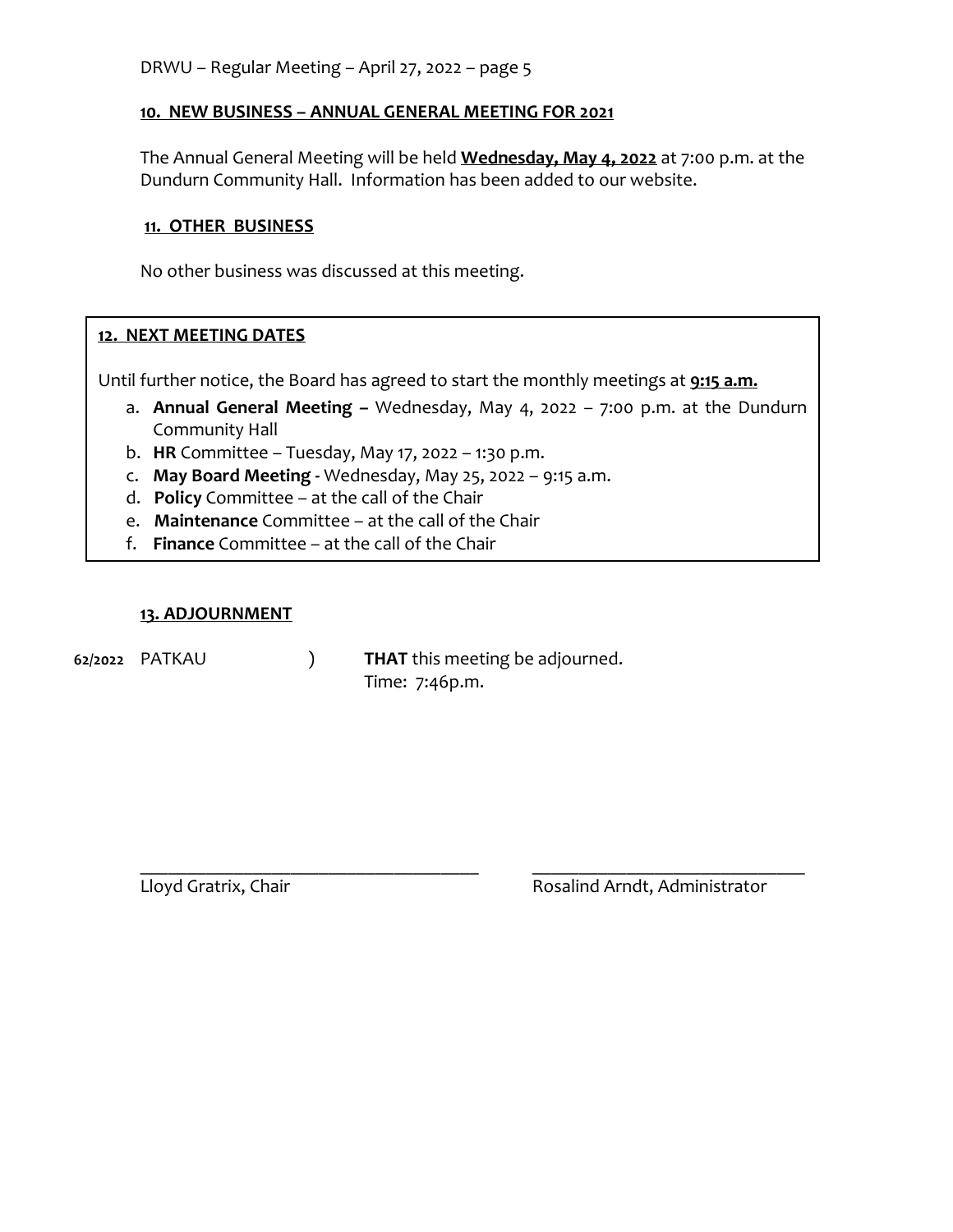**10. NEW BUSINESS – ANNUAL GENERAL MEETING FOR 2021**

The Annual General Meeting will be held **Wednesday, May 4, 2022** at 7:00 p.m. at the Dundurn Community Hall. Information has been added to our website.

**11. OTHER BUSINESS**

No other business was discussed at this meeting.

**12. NEXT MEETING DATES**

Until further notice, the Board has agreed to start the monthly meetings at **9:15 a.m.**

a. **Annual General Meeting –** Wednesday, May 4, 2022 – 7:00 p.m. at the Dundurn Community Hall
b. **HR** Committee – Tuesday, May 17, 2022 – 1:30 p.m.
c. **May Board Meeting -** Wednesday, May 25, 2022 – 9:15 a.m.
d. **Policy** Committee – at the call of the Chair
e. **Maintenance** Committee – at the call of the Chair
f. **Finance** Committee – at the call of the Chair

**13. ADJOURNMENT**

**62/2022** PATKAU ) **THAT** this meeting be adjourned.
Time: 7:46p.m.

_______________________________ _______________________________
Lloyd Gratrix, Chair Rosalind Arndt, Administrator